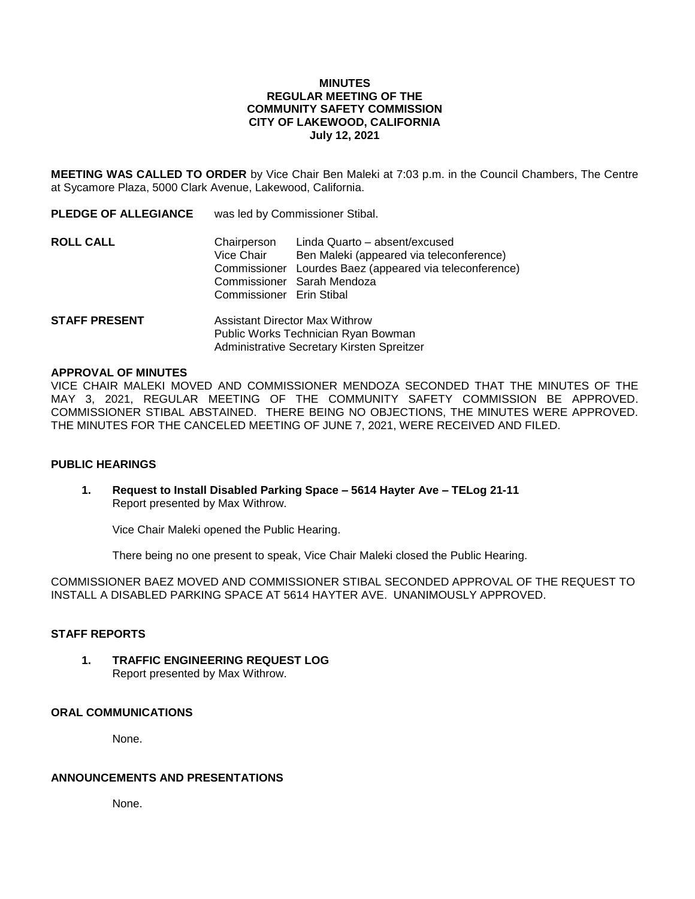**MINUTES**
**REGULAR MEETING OF THE**
**COMMUNITY SAFETY COMMISSION**
**CITY OF LAKEWOOD, CALIFORNIA**
**July 12, 2021**

**MEETING WAS CALLED TO ORDER** by Vice Chair Ben Maleki at 7:03 p.m. in the Council Chambers, The Centre at Sycamore Plaza, 5000 Clark Avenue, Lakewood, California.

**PLEDGE OF ALLEGIANCE** was led by Commissioner Stibal.

**ROLL CALL**

| | |
|---|---|
| Chairperson | Linda Quarto – absent/excused |
| Vice Chair | Ben Maleki (appeared via teleconference) |
| Commissioner | Lourdes Baez (appeared via teleconference) |
| Commissioner | Sarah Mendoza |
| Commissioner | Erin Stibal |

**STAFF PRESENT**

Assistant Director Max Withrow
Public Works Technician Ryan Bowman
Administrative Secretary Kirsten Spreitzer

**APPROVAL OF MINUTES**

VICE CHAIR MALEKI MOVED AND COMMISSIONER MENDOZA SECONDED THAT THE MINUTES OF THE MAY 3, 2021, REGULAR MEETING OF THE COMMUNITY SAFETY COMMISSION BE APPROVED. COMMISSIONER STIBAL ABSTAINED. THERE BEING NO OBJECTIONS, THE MINUTES WERE APPROVED. THE MINUTES FOR THE CANCELED MEETING OF JUNE 7, 2021, WERE RECEIVED AND FILED.

**PUBLIC HEARINGS**

1. **Request to Install Disabled Parking Space – 5614 Hayter Ave – TELog 21-11**
   Report presented by Max Withrow.

   Vice Chair Maleki opened the Public Hearing.

   There being no one present to speak, Vice Chair Maleki closed the Public Hearing.

COMMISSIONER BAEZ MOVED AND COMMISSIONER STIBAL SECONDED APPROVAL OF THE REQUEST TO INSTALL A DISABLED PARKING SPACE AT 5614 HAYTER AVE. UNANIMOUSLY APPROVED.

**STAFF REPORTS**

1. **TRAFFIC ENGINEERING REQUEST LOG**
   Report presented by Max Withrow.

**ORAL COMMUNICATIONS**

None.

**ANNOUNCEMENTS AND PRESENTATIONS**

None.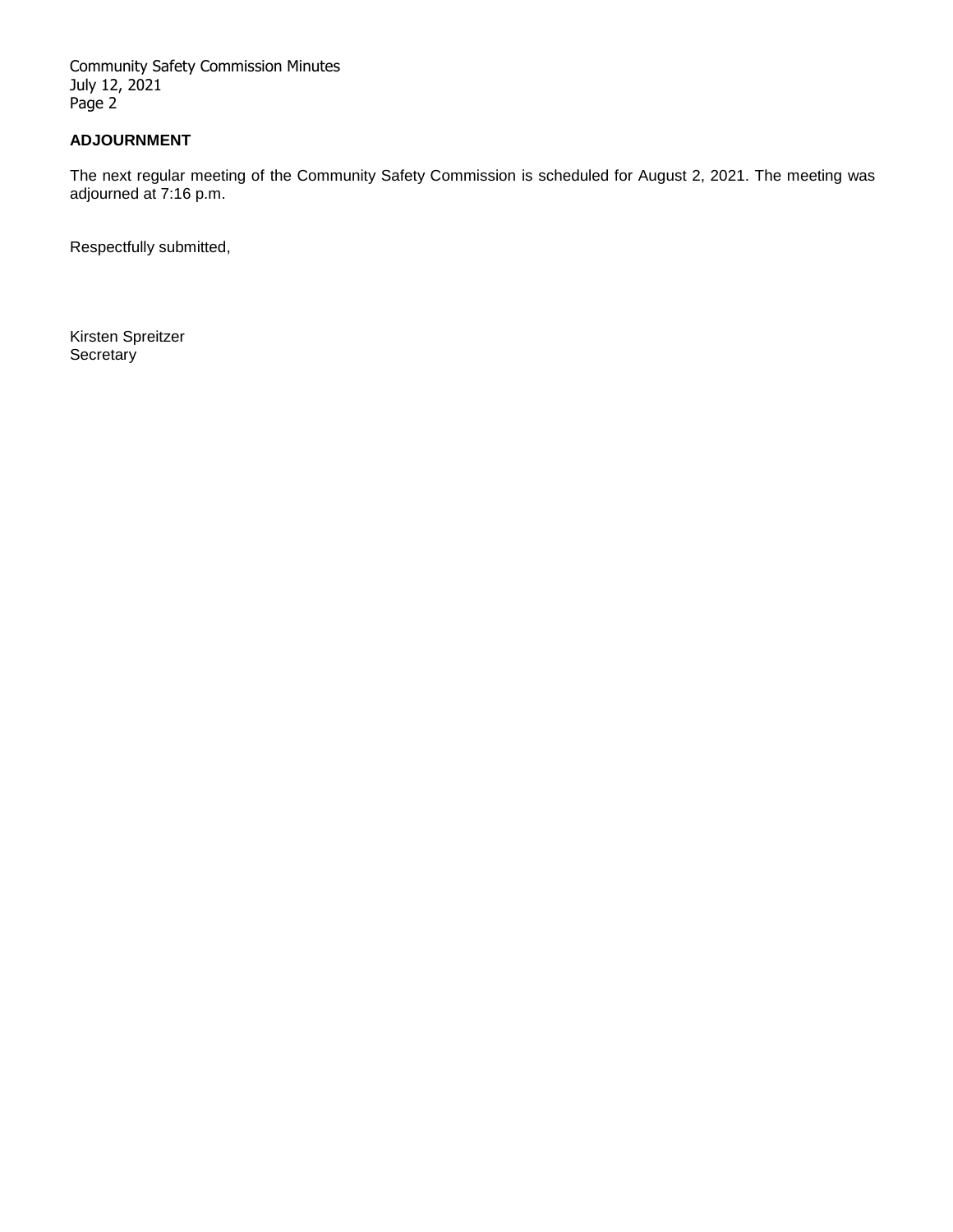## ADJOURNMENT

The next regular meeting of the Community Safety Commission is scheduled for August 2, 2021. The meeting was adjourned at 7:16 p.m.

Respectfully submitted,

Kirsten Spreitzer
Secretary